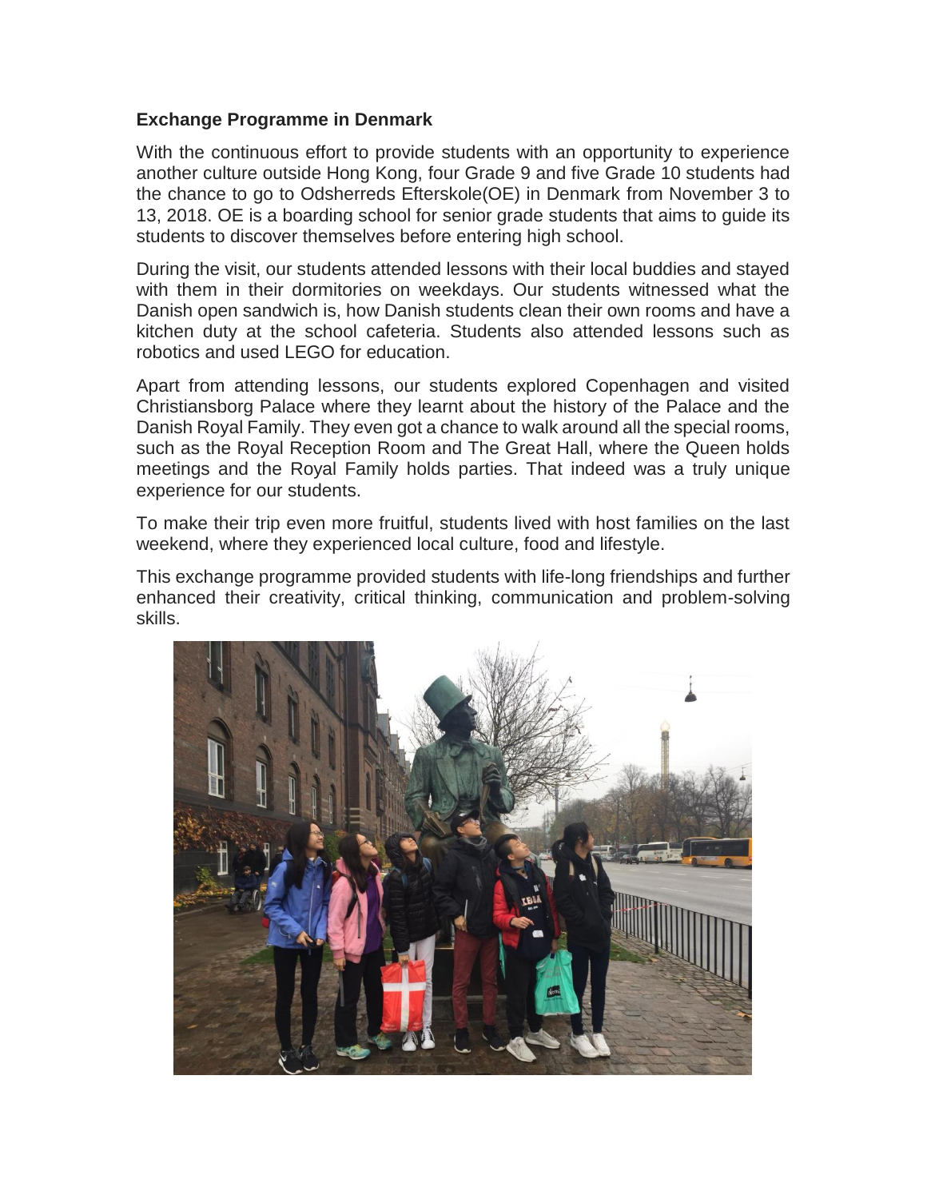**Exchange Programme in Denmark**

With the continuous effort to provide students with an opportunity to experience another culture outside Hong Kong, four Grade 9 and five Grade 10 students had the chance to go to Odsherreds Efterskole(OE) in Denmark from November 3 to 13, 2018. OE is a boarding school for senior grade students that aims to guide its students to discover themselves before entering high school.

During the visit, our students attended lessons with their local buddies and stayed with them in their dormitories on weekdays. Our students witnessed what the Danish open sandwich is, how Danish students clean their own rooms and have a kitchen duty at the school cafeteria. Students also attended lessons such as robotics and used LEGO for education.

Apart from attending lessons, our students explored Copenhagen and visited Christiansborg Palace where they learnt about the history of the Palace and the Danish Royal Family. They even got a chance to walk around all the special rooms, such as the Royal Reception Room and The Great Hall, where the Queen holds meetings and the Royal Family holds parties. That indeed was a truly unique experience for our students.

To make their trip even more fruitful, students lived with host families on the last weekend, where they experienced local culture, food and lifestyle.

This exchange programme provided students with life-long friendships and further enhanced their creativity, critical thinking, communication and problem-solving skills.